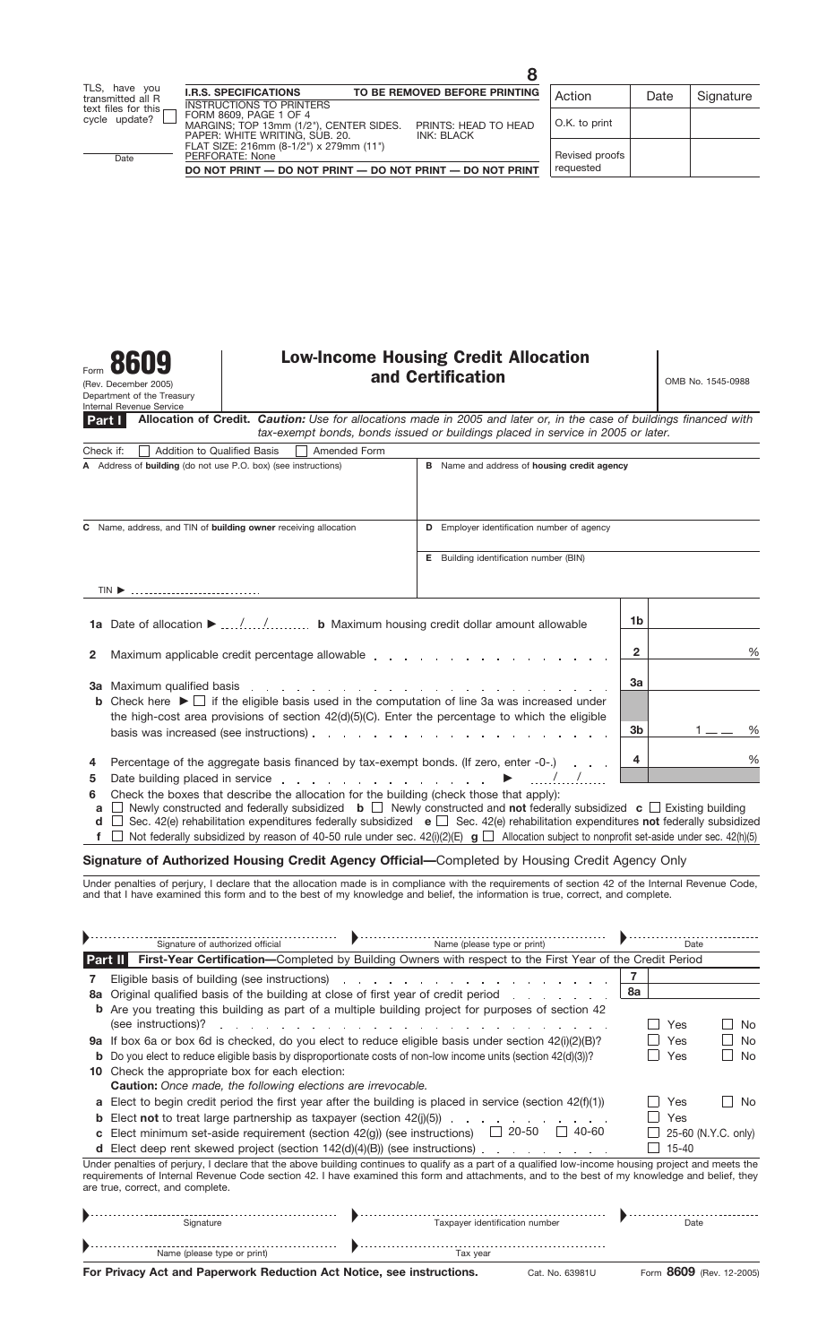TLS, have you transmitted all R text files for this cycle update? ☐

Date

**I.R.S. SPECIFICATIONS** — **TO BE REMOVED BEFORE PRINTING**

INSTRUCTIONS TO PRINTERS
FORM 8609, PAGE 1 OF 4
MARGINS; TOP 13mm (1/2"), CENTER SIDES. PRINTS: HEAD TO HEAD
PAPER: WHITE WRITING, SUB. 20. INK: BLACK
FLAT SIZE: 216mm (8-1/2") x 279mm (11")
PERFORATE: None

**DO NOT PRINT — DO NOT PRINT — DO NOT PRINT — DO NOT PRINT**

8

| Action | Date | Signature |
|---|---|---|
| O.K. to print | | |
| Revised proofs requested | | |

Form **8609**
(Rev. December 2005)
Department of the Treasury
Internal Revenue Service

# Low-Income Housing Credit Allocation and Certification

OMB No. 1545-0988

**Part I** **Allocation of Credit.** ***Caution:*** *Use for allocations made in 2005 and later or, in the case of buildings financed with tax-exempt bonds, bonds issued or buildings placed in service in 2005 or later.*

Check if: ☐ Addition to Qualified Basis ☐ Amended Form

| | |
|---|---|
| **A** Address of **building** (do not use P.O. box) (see instructions) | **B** Name and address of **housing credit agency** |
| **C** Name, address, and TIN of **building owner** receiving allocation<br><br>TIN ▶ | **D** Employer identification number of agency<br><br>**E** Building identification number (BIN) |

| | | | |
|---|---|---|---|
| **1a** | Date of allocation ▶ ..../..../......... **b** Maximum housing credit dollar amount allowable | **1b** | |
| **2** | Maximum applicable credit percentage allowable | **2** | % |
| **3a** | Maximum qualified basis | **3a** | |
| **b** | Check here ▶ ☐ if the eligible basis used in the computation of line 3a was increased under the high-cost area provisions of section 42(d)(5)(C). Enter the percentage to which the eligible basis was increased (see instructions) | **3b** | 1 _ _ % |
| **4** | Percentage of the aggregate basis financed by tax-exempt bonds. (If zero, enter -0-.) | **4** | % |
| **5** | Date building placed in service ▶ ..../..../...... | | |

**6** Check the boxes that describe the allocation for the building (check those that apply):

**a** ☐ Newly constructed and federally subsidized **b** ☐ Newly constructed and **not** federally subsidized **c** ☐ Existing building
**d** ☐ Sec. 42(e) rehabilitation expenditures federally subsidized **e** ☐ Sec. 42(e) rehabilitation expenditures **not** federally subsidized
**f** ☐ Not federally subsidized by reason of 40-50 rule under sec. 42(i)(2)(E) **g** ☐ Allocation subject to nonprofit set-aside under sec. 42(h)(5)

## Signature of Authorized Housing Credit Agency Official—Completed by Housing Credit Agency Only

Under penalties of perjury, I declare that the allocation made is in compliance with the requirements of section 42 of the Internal Revenue Code, and that I have examined this form and to the best of my knowledge and belief, the information is true, correct, and complete.

▶ Signature of authorized official ▶ Name (please type or print) ▶ Date

**Part II** **First-Year Certification—**Completed by Building Owners with respect to the First Year of the Credit Period

| | | | |
|---|---|---|---|
| **7** | Eligible basis of building (see instructions) | **7** | |
| **8a** | Original qualified basis of the building at close of first year of credit period | **8a** | |
| **b** | Are you treating this building as part of a multiple building project for purposes of section 42 (see instructions)? | | ☐ Yes ☐ No |
| **9a** | If box 6a or box 6d is checked, do you elect to reduce eligible basis under section 42(i)(2)(B)? | | ☐ Yes ☐ No |
| **b** | Do you elect to reduce eligible basis by disproportionate costs of non-low income units (section 42(d)(3))? | | ☐ Yes ☐ No |
| **10** | Check the appropriate box for each election:<br>***Caution:*** *Once made, the following elections are irrevocable.* | | |
| **a** | Elect to begin credit period the first year after the building is placed in service (section 42(f)(1)) | | ☐ Yes ☐ No |
| **b** | Elect **not** to treat large partnership as taxpayer (section 42(j)(5)) | | ☐ Yes |
| **c** | Elect minimum set-aside requirement (section 42(g)) (see instructions) ☐ 20-50 ☐ 40-60 | | ☐ 25-60 (N.Y.C. only) |
| **d** | Elect deep rent skewed project (section 142(d)(4)(B)) (see instructions) | | ☐ 15-40 |

Under penalties of perjury, I declare that the above building continues to qualify as a part of a qualified low-income housing project and meets the requirements of Internal Revenue Code section 42. I have examined this form and attachments, and to the best of my knowledge and belief, they are true, correct, and complete.

▶ Signature ▶ Taxpayer identification number ▶ Date

▶ Name (please type or print) ▶ Tax year

**For Privacy Act and Paperwork Reduction Act Notice, see instructions.** Cat. No. 63981U Form **8609** (Rev. 12-2005)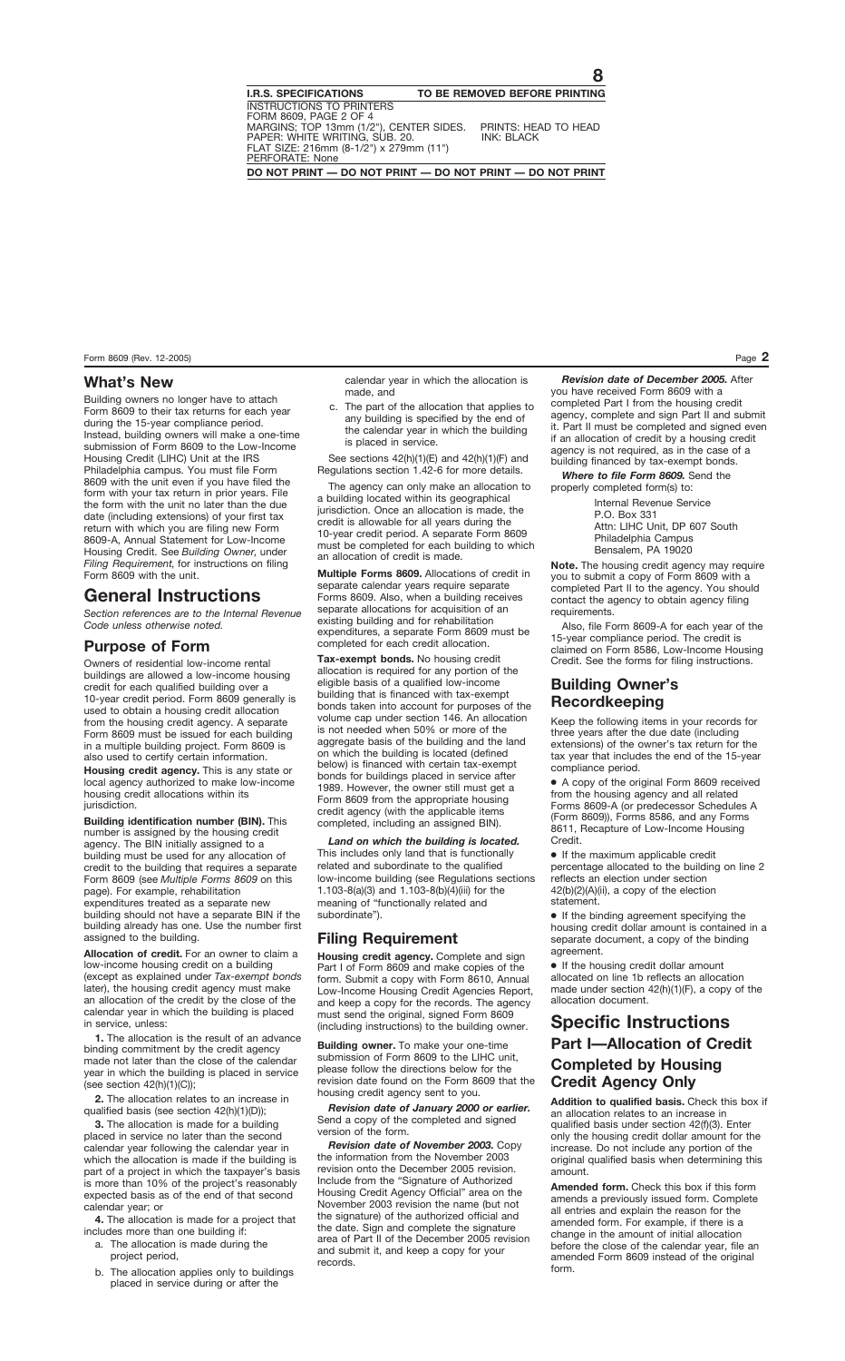## What's New

Building owners no longer have to attach Form 8609 to their tax returns for each year during the 15-year compliance period. Instead, building owners will make a one-time submission of Form 8609 to the Low-Income Housing Credit (LIHC) Unit at the IRS Philadelphia campus. You must file Form 8609 with the unit even if you have filed the form with your tax return in prior years. File the form with the unit no later than the due date (including extensions) of your first tax return with which you are filing new Form 8609-A, Annual Statement for Low-Income Housing Credit. See *Building Owner*, under *Filing Requirement*, for instructions on filing Form 8609 with the unit.

# General Instructions

*Section references are to the Internal Revenue Code unless otherwise noted.*

## Purpose of Form

Owners of residential low-income rental buildings are allowed a low-income housing credit for each qualified building over a 10-year credit period. Form 8609 generally is used to obtain a housing credit allocation from the housing credit agency. A separate Form 8609 must be issued for each building in a multiple building project. Form 8609 is also used to certify certain information.

**Housing credit agency.** This is any state or local agency authorized to make low-income housing credit allocations within its jurisdiction.

**Building identification number (BIN).** This number is assigned by the housing credit agency. The BIN initially assigned to a building must be used for any allocation of credit to the building that requires a separate Form 8609 (see *Multiple Forms 8609* on this page). For example, rehabilitation expenditures treated as a separate new building should not have a separate BIN if the building already has one. Use the number first assigned to the building.

**Allocation of credit.** For an owner to claim a low-income housing credit on a building (except as explained under *Tax-exempt bonds* later), the housing credit agency must make an allocation of the credit by the close of the calendar year in which the building is placed in service, unless:

**1.** The allocation is the result of an advance binding commitment by the credit agency made not later than the close of the calendar year in which the building is placed in service (see section 42(h)(1)(C));

**2.** The allocation relates to an increase in qualified basis (see section 42(h)(1)(D));

**3.** The allocation is made for a building placed in service no later than the second calendar year following the calendar year in which the allocation is made if the building is part of a project in which the taxpayer's basis is more than 10% of the project's reasonably expected basis as of the end of that second calendar year; or

**4.** The allocation is made for a project that includes more than one building if:

a. The allocation is made during the project period,

b. The allocation applies only to buildings placed in service during or after the calendar year in which the allocation is made, and

c. The part of the allocation that applies to any building is specified by the end of the calendar year in which the building is placed in service.

See sections 42(h)(1)(E) and 42(h)(1)(F) and Regulations section 1.42-6 for more details.

The agency can only make an allocation to a building located within its geographical jurisdiction. Once an allocation is made, the credit is allowable for all years during the 10-year credit period. A separate Form 8609 must be completed for each building to which an allocation of credit is made.

**Multiple Forms 8609.** Allocations of credit in separate calendar years require separate Forms 8609. Also, when a building receives separate allocations for acquisition of an existing building and for rehabilitation expenditures, a separate Form 8609 must be completed for each credit allocation.

**Tax-exempt bonds.** No housing credit allocation is required for any portion of the eligible basis of a qualified low-income building that is financed with tax-exempt bonds taken into account for purposes of the volume cap under section 146. An allocation is not needed when 50% or more of the aggregate basis of the building and the land on which the building is located (defined below) is financed with certain tax-exempt bonds for buildings placed in service after 1989. However, the owner still must get a Form 8609 from the appropriate housing credit agency (with the applicable items completed, including an assigned BIN).

***Land on which the building is located.*** This includes only land that is functionally related and subordinate to the qualified low-income building (see Regulations sections 1.103-8(a)(3) and 1.103-8(b)(4)(iii) for the meaning of "functionally related and subordinate").

## Filing Requirement

**Housing credit agency.** Complete and sign Part I of Form 8609 and make copies of the form. Submit a copy with Form 8610, Annual Low-Income Housing Credit Agencies Report, and keep a copy for the records. The agency must send the original, signed Form 8609 (including instructions) to the building owner.

**Building owner.** To make your one-time submission of Form 8609 to the LIHC unit, please follow the directions below for the revision date found on the Form 8609 that the housing credit agency sent to you.

***Revision date of January 2000 or earlier.*** Send a copy of the completed and signed version of the form.

***Revision date of November 2003.*** Copy the information from the November 2003 revision onto the December 2005 revision. Include from the "Signature of Authorized Housing Credit Agency Official" area on the November 2003 revision the name (but not the signature) of the authorized official and the date. Sign and complete the signature area of Part II of the December 2005 revision and submit it, and keep a copy for your records.

***Revision date of December 2005.*** After you have received Form 8609 with a completed Part I from the housing credit agency, complete and sign Part II and submit it. Part II must be completed and signed even if an allocation of credit by a housing credit agency is not required, as in the case of a building financed by tax-exempt bonds.

***Where to file Form 8609.*** Send the properly completed form(s) to:

Internal Revenue Service
P.O. Box 331
Attn: LIHC Unit, DP 607 South
Philadelphia Campus
Bensalem, PA 19020

**Note.** The housing credit agency may require you to submit a copy of Form 8609 with a completed Part II to the agency. You should contact the agency to obtain agency filing requirements.

Also, file Form 8609-A for each year of the 15-year compliance period. The credit is claimed on Form 8586, Low-Income Housing Credit. See the forms for filing instructions.

## Building Owner's Recordkeeping

Keep the following items in your records for three years after the due date (including extensions) of the owner's tax return for the tax year that includes the end of the 15-year compliance period.

- A copy of the original Form 8609 received from the housing agency and all related Forms 8609-A (or predecessor Schedules A (Form 8609)), Forms 8586, and any Forms 8611, Recapture of Low-Income Housing Credit.
- If the maximum applicable credit percentage allocated to the building on line 2 reflects an election under section 42(b)(2)(A)(ii), a copy of the election statement.
- If the binding agreement specifying the housing credit dollar amount is contained in a separate document, a copy of the binding agreement.
- If the housing credit dollar amount allocated on line 1b reflects an allocation made under section 42(h)(1)(F), a copy of the allocation document.

# Specific Instructions

## Part I—Allocation of Credit Completed by Housing Credit Agency Only

**Addition to qualified basis.** Check this box if an allocation relates to an increase in qualified basis under section 42(f)(3). Enter only the housing credit dollar amount for the increase. Do not include any portion of the original qualified basis when determining this amount.

**Amended form.** Check this box if this form amends a previously issued form. Complete all entries and explain the reason for the amended form. For example, if there is a change in the amount of initial allocation before the close of the calendar year, file an amended Form 8609 instead of the original form.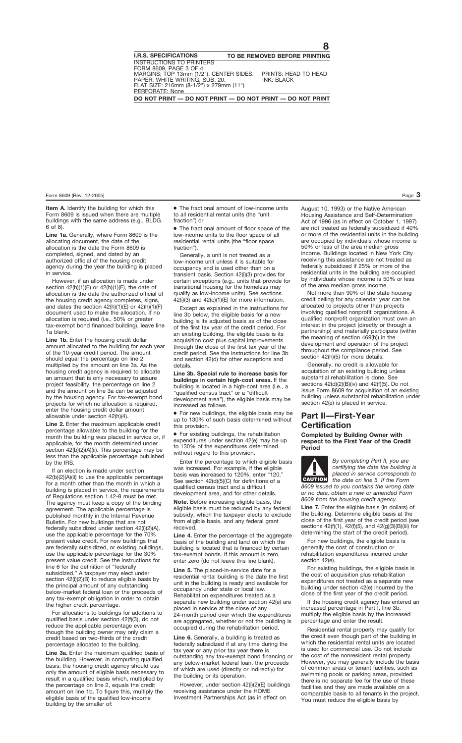**Item A.** Identify the building for which this Form 8609 is issued when there are multiple buildings with the same address (e.g., BLDG. 6 of 8).

**Line 1a.** Generally, where Form 8609 is the allocating document, the date of the allocation is the date the Form 8609 is completed, signed, and dated by an authorized official of the housing credit agency during the year the building is placed in service.

However, if an allocation is made under section 42(h)(1)(E) or 42(h)(1)(F), the date of allocation is the date the authorized official of the housing credit agency completes, signs, and dates the section 42(h)(1)(E) or 42(h)(1)(F) document used to make the allocation. If no allocation is required (i.e., 50% or greater tax-exempt bond financed building), leave line 1a blank.

**Line 1b.** Enter the housing credit dollar amount allocated to the building for each year of the 10-year credit period. The amount should equal the percentage on line 2 multiplied by the amount on line 3a. As the housing credit agency is required to allocate an amount that is only necessary to assure project feasibility, the percentage on line 2 and the amount on line 3a can be adjusted by the housing agency. For tax-exempt bond projects for which no allocation is required, enter the housing credit dollar amount allowable under section 42(h)(4).

**Line 2.** Enter the maximum applicable credit percentage allowable to the building for the month the building was placed in service or, if applicable, for the month determined under section 42(b)(2)(A)(ii). This percentage may be less than the applicable percentage published by the IRS.

If an election is made under section 42(b)(2)(A)(ii) to use the applicable percentage for a month other than the month in which a building is placed in service, the requirements of Regulations section 1.42-8 must be met. The agency must keep a copy of the binding agreement. The applicable percentage is published monthly in the Internal Revenue Bulletin. For new buildings that are not federally subsidized under section 42(i)(2)(A), use the applicable percentage for the 70% present value credit. For new buildings that are federally subsidized, or existing buildings, use the applicable percentage for the 30% present value credit. See the instructions for line 6 for the definition of "federally subsidized." A taxpayer may elect under section 42(i)(2)(B) to reduce eligible basis by the principal amount of any outstanding below-market federal loan or the proceeds of any tax-exempt obligation in order to obtain the higher credit percentage.

For allocations to buildings for additions to qualified basis under section 42(f)(3), do not reduce the applicable percentage even though the building owner may only claim a credit based on two-thirds of the credit percentage allocated to the building.

**Line 3a.** Enter the maximum qualified basis of the building. However, in computing qualified basis, the housing credit agency should use only the amount of eligible basis necessary to result in a qualified basis which, multiplied by the percentage on line 2, equals the credit amount on line 1b. To figure this, multiply the eligible basis of the qualified low-income building by the smaller of:

- The fractional amount of low-income units to all residential rental units (the "unit fraction") or
- The fractional amount of floor space of the low-income units to the floor space of all residential rental units (the "floor space fraction").

Generally, a unit is not treated as a low-income unit unless it is suitable for occupancy and is used other than on a transient basis. Section 42(i)(3) provides for certain exceptions (e.g., units that provide for transitional housing for the homeless may qualify as low-income units). See sections 42(i)(3) and 42(c)(1)(E) for more information.

Except as explained in the instructions for line 3b below, the eligible basis for a new building is its adjusted basis as of the close of the first tax year of the credit period. For an existing building, the eligible basis is its acquisition cost plus capital improvements through the close of the first tax year of the credit period. See the instructions for line 3b and section 42(d) for other exceptions and details.

**Line 3b. Special rule to increase basis for buildings in certain high-cost areas.** If the building is located in a high-cost area (i.e., a "qualified census tract" or a "difficult development area"), the eligible basis may be increased as follows.

- For new buildings, the eligible basis may be up to 130% of such basis determined without this provision.
- For existing buildings, the rehabilitation expenditures under section 42(e) may be up to 130% of the expenditures determined without regard to this provision.

Enter the percentage to which eligible basis was increased. For example, if the eligible basis was increased to 120%, enter "120." See section 42(d)(5)(C) for definitions of a qualified census tract and a difficult development area, and for other details.

**Note.** Before increasing eligible basis, the eligible basis must be reduced by any federal subsidy, which the taxpayer elects to exclude from eligible basis, and any federal grant received.

**Line 4.** Enter the percentage of the aggregate basis of the building and land on which the building is located that is financed by certain tax-exempt bonds. If this amount is zero, enter zero (do not leave this line blank).

**Line 5.** The placed-in-service date for a residential rental building is the date the first unit in the building is ready and available for occupancy under state or local law. Rehabilitation expenditures treated as a separate new building under section 42(e) are placed in service at the close of any 24-month period over which the expenditures are aggregated, whether or not the building is occupied during the rehabilitation period.

**Line 6.** Generally, a building is treated as federally subsidized if at any time during the tax year or any prior tax year there is outstanding any tax-exempt bond financing or any below-market federal loan, the proceeds of which are used (directly or indirectly) for the building or its operation.

However, under section 42(i)(2)(E) buildings receiving assistance under the HOME Investment Partnerships Act (as in effect on August 10, 1993) or the Native American Housing Assistance and Self-Determination Act of 1996 (as in effect on October 1, 1997) are not treated as federally subsidized if 40% or more of the residential units in the building are occupied by individuals whose income is 50% or less of the area median gross income. Buildings located in New York City receiving this assistance are not treated as federally subsidized if 25% or more of the residential units in the building are occupied by individuals whose income is 50% or less of the area median gross income.

Not more than 90% of the state housing credit ceiling for any calendar year can be allocated to projects other than projects involving qualified nonprofit organizations. A qualified nonprofit organization must own an interest in the project (directly or through a partnership) and materially participate (within the meaning of section 469(h)) in the development and operation of the project throughout the compliance period. See section 42(h)(5) for more details.

Generally, no credit is allowable for acquisition of an existing building unless substantial rehabilitation is done. See sections 42(d)(2)(B)(iv) and 42(f)(5). Do not issue Form 8609 for acquisition of an existing building unless substantial rehabilitation under section 42(e) is placed in service.

## Part II—First-Year Certification

**Completed by Building Owner with respect to the First Year of the Credit Period**

**CAUTION** *By completing Part II, you are certifying the date the building is placed in service corresponds to the date on line 5. If the Form 8609 issued to you contains the wrong date or no date, obtain a new or amended Form 8609 from the housing credit agency.*

**Line 7.** Enter the eligible basis (in dollars) of the building. Determine eligible basis at the close of the first year of the credit period (see sections 42(f)(1), 42(f)(5), and 42(g)(3)(B)(iii) for determining the start of the credit period).

For new buildings, the eligible basis is generally the cost of construction or rehabilitation expenditures incurred under section 42(e).

For existing buildings, the eligible basis is the cost of acquisition plus rehabilitation expenditures not treated as a separate new building under section 42(e) incurred by the close of the first year of the credit period.

If the housing credit agency has entered an increased percentage in Part I, line 3b, multiply the eligible basis by the increased percentage and enter the result.

Residential rental property may qualify for the credit even though part of the building in which the residential rental units are located is used for commercial use. Do not include the cost of the nonresident rental property. However, you may generally include the basis of common areas or tenant facilities, such as swimming pools or parking areas, provided there is no separate fee for the use of these facilities and they are made available on a comparable basis to all tenants in the project. You must reduce the eligible basis by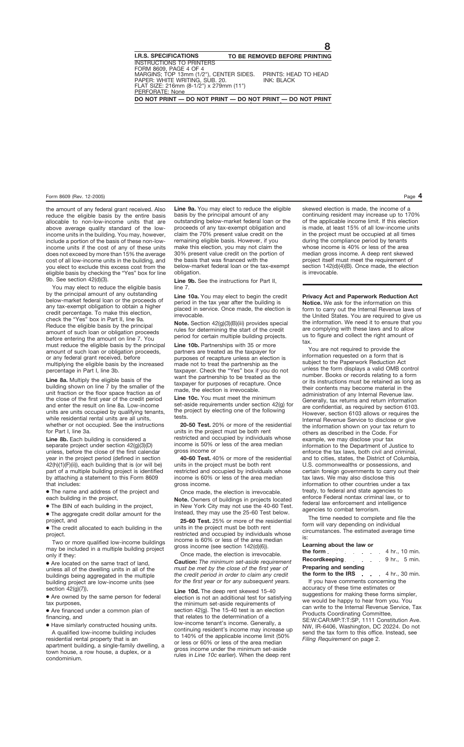**I.R.S. SPECIFICATIONS** **TO BE REMOVED BEFORE PRINTING**

INSTRUCTIONS TO PRINTERS
FORM 8609, PAGE 4 OF 4
MARGINS; TOP 13mm (1/2"), CENTER SIDES. PRINTS: HEAD TO HEAD
PAPER: WHITE WRITING, SUB. 20. INK: BLACK
FLAT SIZE: 216mm (8-1/2") x 279mm (11")
PERFORATE: None

**DO NOT PRINT — DO NOT PRINT — DO NOT PRINT — DO NOT PRINT**

the amount of any federal grant received. Also reduce the eligible basis by the entire basis allocable to non-low-income units that are above average quality standard of the low-income units in the building. You may, however, include a portion of the basis of these non-low-income units if the cost of any of these units does not exceed by more than 15% the average cost of all low-income units in the building, and you elect to exclude this excess cost from the eligible basis by checking the "Yes" box for line 9b. See section 42(d)(3).

You may elect to reduce the eligible basis by the principal amount of any outstanding below-market federal loan or the proceeds of any tax-exempt obligation to obtain a higher credit percentage. To make this election, check the "Yes" box in Part II, line 9a. Reduce the eligible basis by the principal amount of such loan or obligation proceeds before entering the amount on line 7. You must reduce the eligible basis by the principal amount of such loan or obligation proceeds, or any federal grant received, before multiplying the eligible basis by the increased percentage in Part I, line 3b.

**Line 8a.** Multiply the eligible basis of the building shown on line 7 by the smaller of the unit fraction or the floor space fraction as of the close of the first year of the credit period and enter the result on line 8a. Low-income units are units occupied by qualifying tenants, while residential rental units are all units, whether or not occupied. See the instructions for Part I, line 3a.

**Line 8b.** Each building is considered a separate project under section 42(g)(3)(D) unless, before the close of the first calendar year in the project period (defined in section 42(h)(1)(F)(ii)), each building that is (or will be) part of a multiple building project is identified by attaching a statement to this Form 8609 that includes:

- The name and address of the project and each building in the project,
- The BIN of each building in the project,
- The aggregate credit dollar amount for the project, and
- The credit allocated to each building in the project.

Two or more qualified low-income buildings may be included in a multiple building project only if they:

- Are located on the same tract of land, unless all of the dwelling units in all of the buildings being aggregated in the multiple building project are low-income units (see section 42(g)(7)),
- Are owned by the same person for federal tax purposes,
- Are financed under a common plan of financing, and
- Have similarly constructed housing units.

A qualified low-income building includes residential rental property that is an apartment building, a single-family dwelling, a town house, a row house, a duplex, or a condominium.

**Line 9a.** You may elect to reduce the eligible basis by the principal amount of any outstanding below-market federal loan or the proceeds of any tax-exempt obligation and claim the 70% present value credit on the remaining eligible basis. However, if you make this election, you may not claim the 30% present value credit on the portion of the basis that was financed with the below-market federal loan or the tax-exempt obligation.

**Line 9b.** See the instructions for Part II, line 7.

**Line 10a.** You may elect to begin the credit period in the tax year after the building is placed in service. Once made, the election is irrevocable.

**Note.** Section 42(g)(3)(B)(iii) provides special rules for determining the start of the credit period for certain multiple building projects.

**Line 10b.** Partnerships with 35 or more partners are treated as the taxpayer for purposes of recapture unless an election is made not to treat the partnership as the taxpayer. Check the "Yes" box if you do not want the partnership to be treated as the taxpayer for purposes of recapture. Once made, the election is irrevocable.

**Line 10c.** You must meet the minimum set-aside requirements under section 42(g) for the project by electing one of the following tests.

**20-50 Test.** 20% or more of the residential units in the project must be both rent restricted and occupied by individuals whose income is 50% or less of the area median gross income or

**40-60 Test.** 40% or more of the residential units in the project must be both rent restricted and occupied by individuals whose income is 60% or less of the area median gross income.

Once made, the election is irrevocable.

**Note.** Owners of buildings in projects located in New York City may not use the 40-60 Test. Instead, they may use the 25-60 Test below.

**25-60 Test.** 25% or more of the residential units in the project must be both rent restricted and occupied by individuals whose income is 60% or less of the area median gross income (see section 142(d)(6)).

Once made, the election is irrevocable.

***Caution:*** *The minimum set-aside requirement must be met by the close of the first year of the credit period in order to claim any credit for the first year or for any subsequent years.*

**Line 10d.** The deep rent skewed 15-40 election is not an additional test for satisfying the minimum set-aside requirements of section 42(g). The 15-40 test is an election that relates to the determination of a low-income tenant's income. Generally, a continuing resident's income may increase up to 140% of the applicable income limit (50% or less or 60% or less of the area median gross income under the minimum set-aside rules in *Line 10c* earlier). When the deep rent skewed election is made, the income of a continuing resident may increase up to 170% of the applicable income limit. If this election is made, at least 15% of all low-income units in the project must be occupied at all times during the compliance period by tenants whose income is 40% or less of the area median gross income. A deep rent skewed project itself must meet the requirement of section 142(d)(4)(B). Once made, the election is irrevocable.

**Privacy Act and Paperwork Reduction Act Notice.** We ask for the information on this form to carry out the Internal Revenue laws of the United States. You are required to give us the information. We need it to ensure that you are complying with these laws and to allow us to figure and collect the right amount of tax.

You are not required to provide the information requested on a form that is subject to the Paperwork Reduction Act unless the form displays a valid OMB control number. Books or records relating to a form or its instructions must be retained as long as their contents may become material in the administration of any Internal Revenue law. Generally, tax returns and return information are confidential, as required by section 6103. However, section 6103 allows or requires the Internal Revenue Service to disclose or give the information shown on your tax return to others as described in the Code. For example, we may disclose your tax information to the Department of Justice to enforce the tax laws, both civil and criminal, and to cities, states, the District of Columbia, U.S. commonwealths or possessions, and certain foreign governments to carry out their tax laws. We may also disclose this information to other countries under a tax treaty, to federal and state agencies to enforce Federal nontax criminal law, or to federal law enforcement and intelligence agencies to combat terrorism.

The time needed to complete and file the form will vary depending on individual circumstances. The estimated average time is:

| | |
|---|---|
| **Learning about the law or the form** | 4 hr., 10 min. |
| **Recordkeeping** | 9 hr., 5 min. |
| **Preparing and sending the form to the IRS** | 4 hr., 30 min. |

If you have comments concerning the accuracy of these time estimates or suggestions for making these forms simpler, we would be happy to hear from you. You can write to the Internal Revenue Service, Tax Products Coordinating Committee, SE:W:CAR:MP:T:T:SP, 1111 Constitution Ave. NW, IR-6406, Washington, DC 20224. Do not send the tax form to this office. Instead, see *Filing Requirement* on page 2.